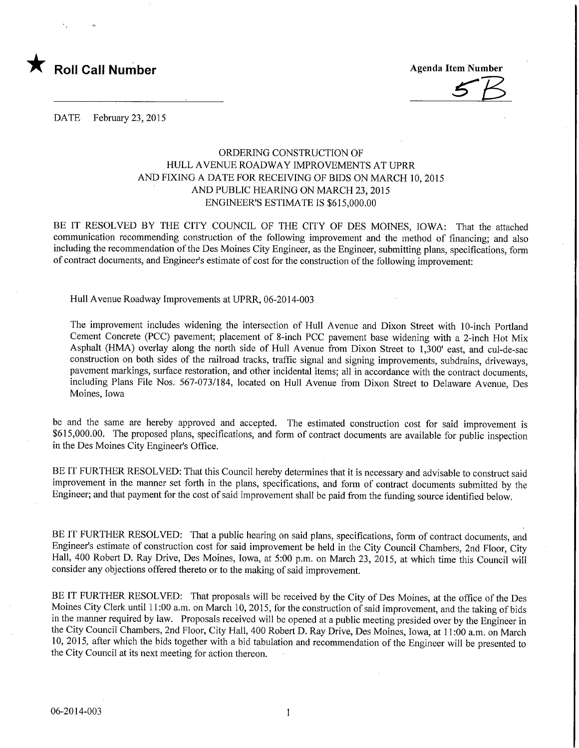★ **Roll Call Number**

**Agenda Item Number**

5B

DATE February 23, 2015

ORDERING CONSTRUCTION OF
HULL AVENUE ROADWAY IMPROVEMENTS AT UPRR
AND FIXING A DATE FOR RECEIVING OF BIDS ON MARCH 10, 2015
AND PUBLIC HEARING ON MARCH 23, 2015
ENGINEER'S ESTIMATE IS $615,000.00

BE IT RESOLVED BY THE CITY COUNCIL OF THE CITY OF DES MOINES, IOWA: That the attached communication recommending construction of the following improvement and the method of financing; and also including the recommendation of the Des Moines City Engineer, as the Engineer, submitting plans, specifications, form of contract documents, and Engineer's estimate of cost for the construction of the following improvement:

Hull Avenue Roadway Improvements at UPRR, 06-2014-003

The improvement includes widening the intersection of Hull Avenue and Dixon Street with 10-inch Portland Cement Concrete (PCC) pavement; placement of 8-inch PCC pavement base widening with a 2-inch Hot Mix Asphalt (HMA) overlay along the north side of Hull Avenue from Dixon Street to 1,300' east, and cul-de-sac construction on both sides of the railroad tracks, traffic signal and signing improvements, subdrains, driveways, pavement markings, surface restoration, and other incidental items; all in accordance with the contract documents, including Plans File Nos. 567-073/184, located on Hull Avenue from Dixon Street to Delaware Avenue, Des Moines, Iowa

be and the same are hereby approved and accepted. The estimated construction cost for said improvement is $615,000.00. The proposed plans, specifications, and form of contract documents are available for public inspection in the Des Moines City Engineer's Office.

BE IT FURTHER RESOLVED: That this Council hereby determines that it is necessary and advisable to construct said improvement in the manner set forth in the plans, specifications, and form of contract documents submitted by the Engineer; and that payment for the cost of said improvement shall be paid from the funding source identified below.

BE IT FURTHER RESOLVED: That a public hearing on said plans, specifications, form of contract documents, and Engineer's estimate of construction cost for said improvement be held in the City Council Chambers, 2nd Floor, City Hall, 400 Robert D. Ray Drive, Des Moines, Iowa, at 5:00 p.m. on March 23, 2015, at which time this Council will consider any objections offered thereto or to the making of said improvement.

BE IT FURTHER RESOLVED: That proposals will be received by the City of Des Moines, at the office of the Des Moines City Clerk until 11:00 a.m. on March 10, 2015, for the construction of said improvement, and the taking of bids in the manner required by law. Proposals received will be opened at a public meeting presided over by the Engineer in the City Council Chambers, 2nd Floor, City Hall, 400 Robert D. Ray Drive, Des Moines, Iowa, at 11:00 a.m. on March 10, 2015, after which the bids together with a bid tabulation and recommendation of the Engineer will be presented to the City Council at its next meeting for action thereon.

06-2014-003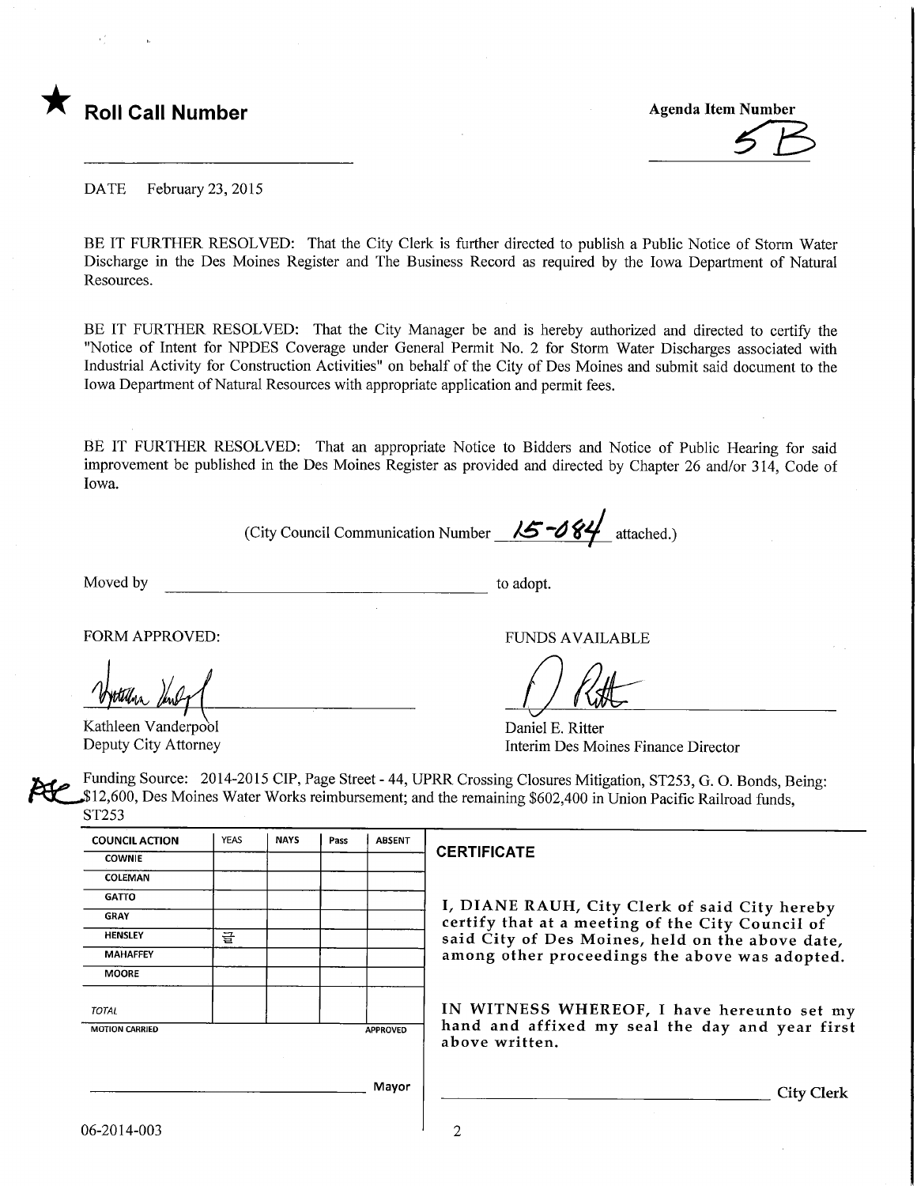★ **Roll Call Number**

Agenda Item Number
5B

DATE February 23, 2015

BE IT FURTHER RESOLVED: That the City Clerk is further directed to publish a Public Notice of Storm Water Discharge in the Des Moines Register and The Business Record as required by the Iowa Department of Natural Resources.

BE IT FURTHER RESOLVED: That the City Manager be and is hereby authorized and directed to certify the "Notice of Intent for NPDES Coverage under General Permit No. 2 for Storm Water Discharges associated with Industrial Activity for Construction Activities" on behalf of the City of Des Moines and submit said document to the Iowa Department of Natural Resources with appropriate application and permit fees.

BE IT FURTHER RESOLVED: That an appropriate Notice to Bidders and Notice of Public Hearing for said improvement be published in the Des Moines Register as provided and directed by Chapter 26 and/or 314, Code of Iowa.

(City Council Communication Number 15-084 attached.)

Moved by ______________________ to adopt.

FORM APPROVED:

Kathleen Vanderpool
Deputy City Attorney

FUNDS AVAILABLE

Daniel E. Ritter
Interim Des Moines Finance Director

Funding Source: 2014-2015 CIP, Page Street - 44, UPRR Crossing Closures Mitigation, ST253, G. O. Bonds, Being: $12,600, Des Moines Water Works reimbursement; and the remaining $602,400 in Union Pacific Railroad funds, ST253

| COUNCIL ACTION | YEAS | NAYS | Pass | ABSENT |
|---|---|---|---|---|
| COWNIE | | | | |
| COLEMAN | | | | |
| GATTO | | | | |
| GRAY | | | | |
| HENSLEY | 글 | | | |
| MAHAFFEY | | | | |
| MOORE | | | | |
| TOTAL | | | | |
| MOTION CARRIED | | | | APPROVED |

______________________ Mayor

**CERTIFICATE**

I, DIANE RAUH, City Clerk of said City hereby certify that at a meeting of the City Council of said City of Des Moines, held on the above date, among other proceedings the above was adopted.

IN WITNESS WHEREOF, I have hereunto set my hand and affixed my seal the day and year first above written.

______________________ City Clerk

06-2014-003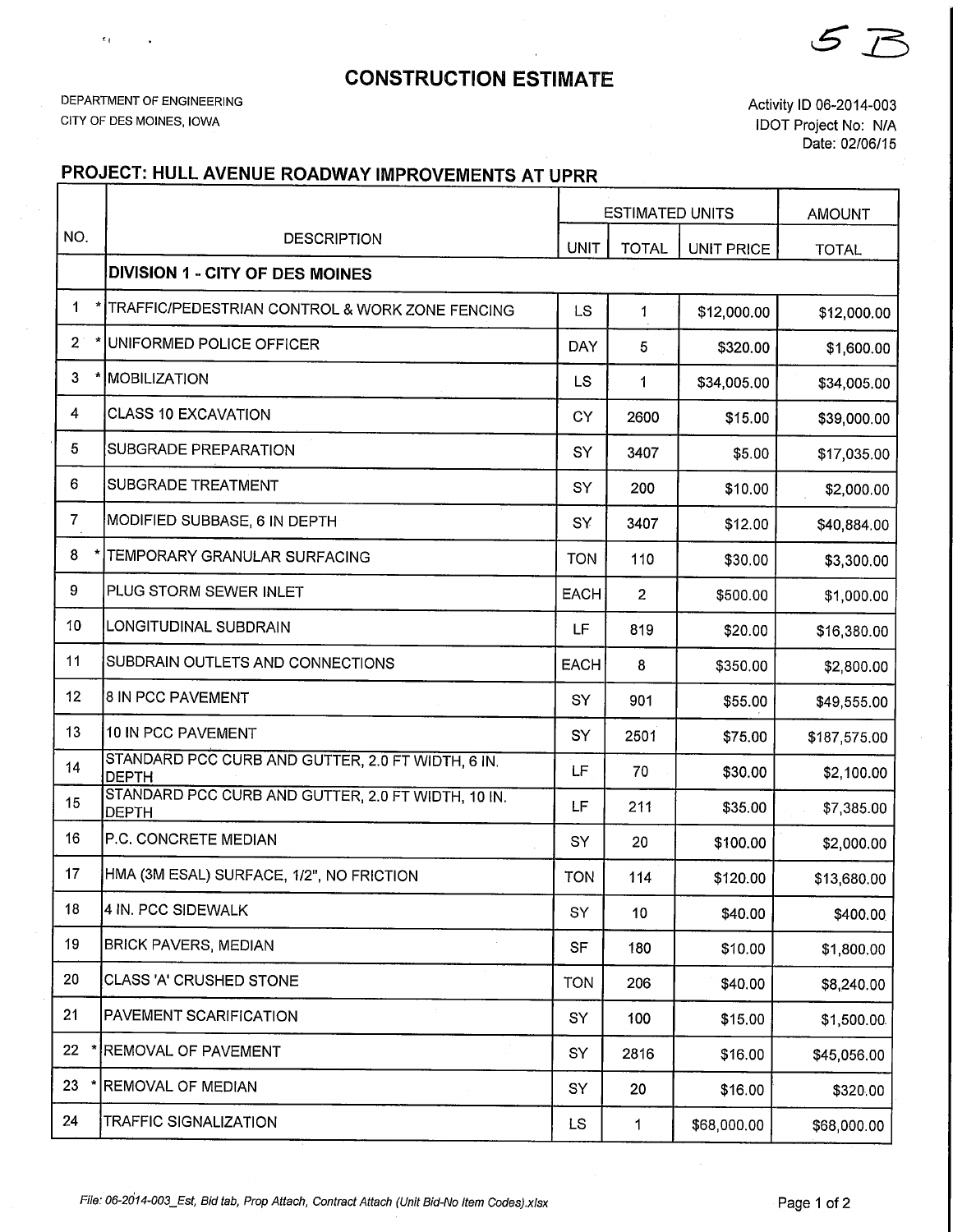5 B

# CONSTRUCTION ESTIMATE

DEPARTMENT OF ENGINEERING
CITY OF DES MOINES, IOWA

Activity ID 06-2014-003
IDOT Project No: N/A
Date: 02/06/15

## PROJECT: HULL AVENUE ROADWAY IMPROVEMENTS AT UPRR

| NO. | DESCRIPTION | ESTIMATED UNITS | | | AMOUNT |
|---|---|---|---|---|---|
| | | UNIT | TOTAL | UNIT PRICE | TOTAL |
| | **DIVISION 1 - CITY OF DES MOINES** | | | | |
| 1 * | TRAFFIC/PEDESTRIAN CONTROL & WORK ZONE FENCING | LS | 1 | $12,000.00 | $12,000.00 |
| 2 * | UNIFORMED POLICE OFFICER | DAY | 5 | $320.00 | $1,600.00 |
| 3 * | MOBILIZATION | LS | 1 | $34,005.00 | $34,005.00 |
| 4 | CLASS 10 EXCAVATION | CY | 2600 | $15.00 | $39,000.00 |
| 5 | SUBGRADE PREPARATION | SY | 3407 | $5.00 | $17,035.00 |
| 6 | SUBGRADE TREATMENT | SY | 200 | $10.00 | $2,000.00 |
| 7 | MODIFIED SUBBASE, 6 IN DEPTH | SY | 3407 | $12.00 | $40,884.00 |
| 8 * | TEMPORARY GRANULAR SURFACING | TON | 110 | $30.00 | $3,300.00 |
| 9 | PLUG STORM SEWER INLET | EACH | 2 | $500.00 | $1,000.00 |
| 10 | LONGITUDINAL SUBDRAIN | LF | 819 | $20.00 | $16,380.00 |
| 11 | SUBDRAIN OUTLETS AND CONNECTIONS | EACH | 8 | $350.00 | $2,800.00 |
| 12 | 8 IN PCC PAVEMENT | SY | 901 | $55.00 | $49,555.00 |
| 13 | 10 IN PCC PAVEMENT | SY | 2501 | $75.00 | $187,575.00 |
| 14 | STANDARD PCC CURB AND GUTTER, 2.0 FT WIDTH, 6 IN. DEPTH | LF | 70 | $30.00 | $2,100.00 |
| 15 | STANDARD PCC CURB AND GUTTER, 2.0 FT WIDTH, 10 IN. DEPTH | LF | 211 | $35.00 | $7,385.00 |
| 16 | P.C. CONCRETE MEDIAN | SY | 20 | $100.00 | $2,000.00 |
| 17 | HMA (3M ESAL) SURFACE, 1/2", NO FRICTION | TON | 114 | $120.00 | $13,680.00 |
| 18 | 4 IN. PCC SIDEWALK | SY | 10 | $40.00 | $400.00 |
| 19 | BRICK PAVERS, MEDIAN | SF | 180 | $10.00 | $1,800.00 |
| 20 | CLASS 'A' CRUSHED STONE | TON | 206 | $40.00 | $8,240.00 |
| 21 | PAVEMENT SCARIFICATION | SY | 100 | $15.00 | $1,500.00 |
| 22 * | REMOVAL OF PAVEMENT | SY | 2816 | $16.00 | $45,056.00 |
| 23 * | REMOVAL OF MEDIAN | SY | 20 | $16.00 | $320.00 |
| 24 | TRAFFIC SIGNALIZATION | LS | 1 | $68,000.00 | $68,000.00 |

*File: 06-2014-003_Est, Bid tab, Prop Attach, Contract Attach (Unit Bid-No Item Codes).xlsx*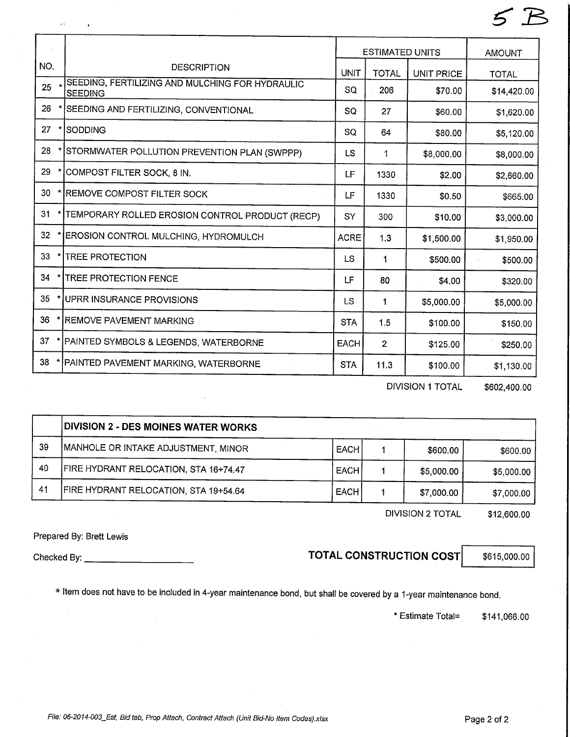5B

| NO. | DESCRIPTION | ESTIMATED UNITS | | | AMOUNT |
|---|---|---|---|---|---|
| | | UNIT | TOTAL | UNIT PRICE | TOTAL |
| 25 * | SEEDING, FERTILIZING AND MULCHING FOR HYDRAULIC SEEDING | SQ | 206 | $70.00 | $14,420.00 |
| 26 * | SEEDING AND FERTILIZING, CONVENTIONAL | SQ | 27 | $60.00 | $1,620.00 |
| 27 * | SODDING | SQ | 64 | $80.00 | $5,120.00 |
| 28 * | STORMWATER POLLUTION PREVENTION PLAN (SWPPP) | LS | 1 | $8,000.00 | $8,000.00 |
| 29 * | COMPOST FILTER SOCK, 8 IN. | LF | 1330 | $2.00 | $2,660.00 |
| 30 * | REMOVE COMPOST FILTER SOCK | LF | 1330 | $0.50 | $665.00 |
| 31 * | TEMPORARY ROLLED EROSION CONTROL PRODUCT (RECP) | SY | 300 | $10.00 | $3,000.00 |
| 32 * | EROSION CONTROL MULCHING, HYDROMULCH | ACRE | 1.3 | $1,500.00 | $1,950.00 |
| 33 * | TREE PROTECTION | LS | 1 | $500.00 | $500.00 |
| 34 * | TREE PROTECTION FENCE | LF | 80 | $4.00 | $320.00 |
| 35 * | UPRR INSURANCE PROVISIONS | LS | 1 | $5,000.00 | $5,000.00 |
| 36 * | REMOVE PAVEMENT MARKING | STA | 1.5 | $100.00 | $150.00 |
| 37 * | PAINTED SYMBOLS & LEGENDS, WATERBORNE | EACH | 2 | $125.00 | $250.00 |
| 38 * | PAINTED PAVEMENT MARKING, WATERBORNE | STA | 11.3 | $100.00 | $1,130.00 |
| | | | | DIVISION 1 TOTAL | $602,400.00 |

| | DIVISION 2 - DES MOINES WATER WORKS | | | | |
|---|---|---|---|---|---|
| 39 | MANHOLE OR INTAKE ADJUSTMENT, MINOR | EACH | 1 | $600.00 | $600.00 |
| 40 | FIRE HYDRANT RELOCATION, STA 16+74.47 | EACH | 1 | $5,000.00 | $5,000.00 |
| 41 | FIRE HYDRANT RELOCATION, STA 19+54.64 | EACH | 1 | $7,000.00 | $7,000.00 |
| | | | | DIVISION 2 TOTAL | $12,600.00 |

Prepared By: Brett Lewis

Checked By: ____________________

**TOTAL CONSTRUCTION COST** $615,000.00

* Item does not have to be included in 4-year maintenance bond, but shall be covered by a 1-year maintenance bond.

* Estimate Total= $141,066.00

File: 06-2014-003_Est, Bid tab, Prop Attach, Contract Attach (Unit Bid-No Item Codes).xlsx